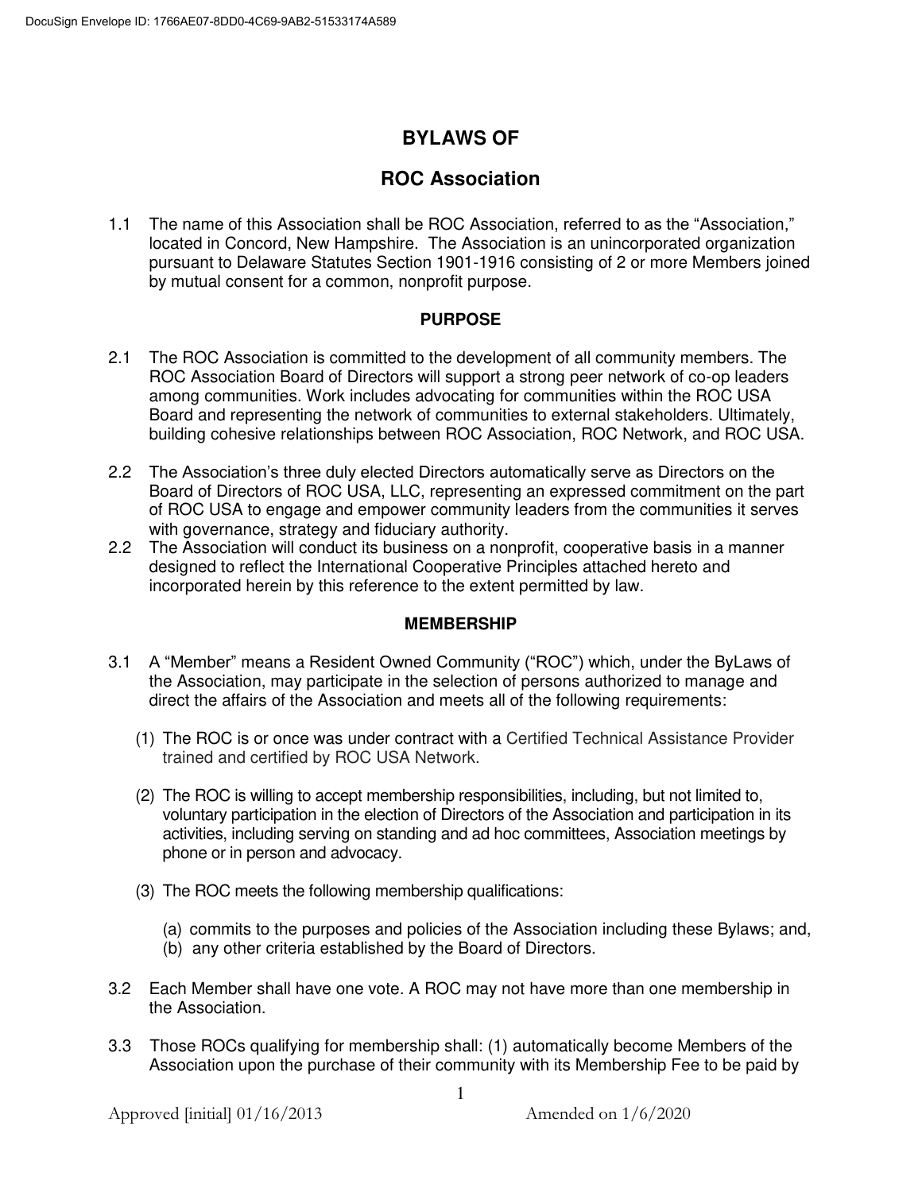# BYLAWS OF

# ROC Association

1.1 The name of this Association shall be ROC Association, referred to as the "Association," located in Concord, New Hampshire. The Association is an unincorporated organization pursuant to Delaware Statutes Section 1901-1916 consisting of 2 or more Members joined by mutual consent for a common, nonprofit purpose.

## PURPOSE

2.1 The ROC Association is committed to the development of all community members. The ROC Association Board of Directors will support a strong peer network of co-op leaders among communities. Work includes advocating for communities within the ROC USA Board and representing the network of communities to external stakeholders. Ultimately, building cohesive relationships between ROC Association, ROC Network, and ROC USA.

2.2 The Association's three duly elected Directors automatically serve as Directors on the Board of Directors of ROC USA, LLC, representing an expressed commitment on the part of ROC USA to engage and empower community leaders from the communities it serves with governance, strategy and fiduciary authority.

2.2 The Association will conduct its business on a nonprofit, cooperative basis in a manner designed to reflect the International Cooperative Principles attached hereto and incorporated herein by this reference to the extent permitted by law.

## MEMBERSHIP

3.1 A "Member" means a Resident Owned Community ("ROC") which, under the ByLaws of the Association, may participate in the selection of persons authorized to manage and direct the affairs of the Association and meets all of the following requirements:

(1) The ROC is or once was under contract with a Certified Technical Assistance Provider trained and certified by ROC USA Network.

(2) The ROC is willing to accept membership responsibilities, including, but not limited to, voluntary participation in the election of Directors of the Association and participation in its activities, including serving on standing and ad hoc committees, Association meetings by phone or in person and advocacy.

(3) The ROC meets the following membership qualifications:

(a) commits to the purposes and policies of the Association including these Bylaws; and,
(b) any other criteria established by the Board of Directors.

3.2 Each Member shall have one vote. A ROC may not have more than one membership in the Association.

3.3 Those ROCs qualifying for membership shall: (1) automatically become Members of the Association upon the purchase of their community with its Membership Fee to be paid by

Approved [initial] 01/16/2013 Amended on 1/6/2020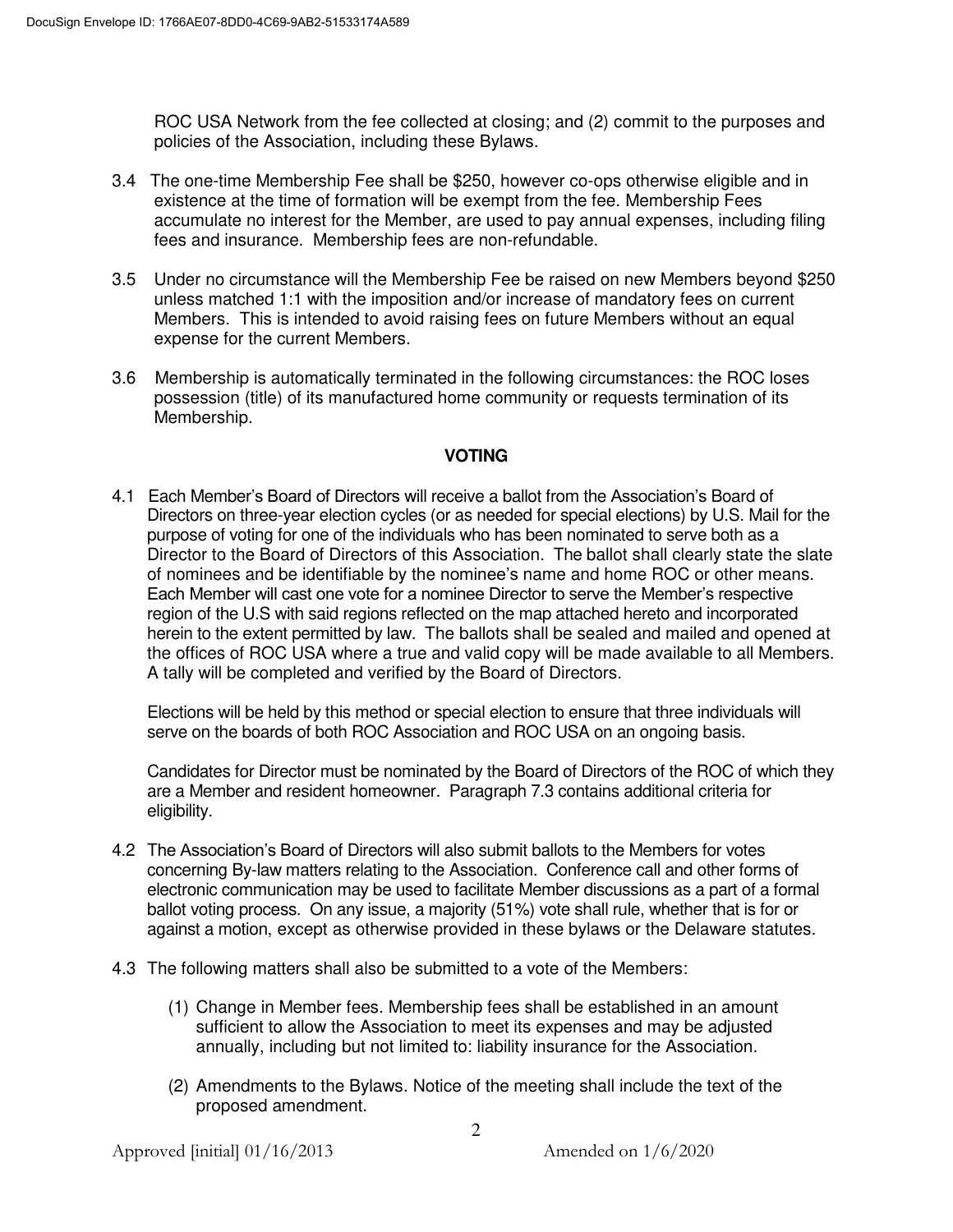ROC USA Network from the fee collected at closing; and (2) commit to the purposes and policies of the Association, including these Bylaws.

3.4 The one-time Membership Fee shall be $250, however co-ops otherwise eligible and in existence at the time of formation will be exempt from the fee. Membership Fees accumulate no interest for the Member, are used to pay annual expenses, including filing fees and insurance. Membership fees are non-refundable.

3.5 Under no circumstance will the Membership Fee be raised on new Members beyond $250 unless matched 1:1 with the imposition and/or increase of mandatory fees on current Members. This is intended to avoid raising fees on future Members without an equal expense for the current Members.

3.6 Membership is automatically terminated in the following circumstances: the ROC loses possession (title) of its manufactured home community or requests termination of its Membership.

## VOTING

4.1 Each Member's Board of Directors will receive a ballot from the Association's Board of Directors on three-year election cycles (or as needed for special elections) by U.S. Mail for the purpose of voting for one of the individuals who has been nominated to serve both as a Director to the Board of Directors of this Association. The ballot shall clearly state the slate of nominees and be identifiable by the nominee's name and home ROC or other means. Each Member will cast one vote for a nominee Director to serve the Member's respective region of the U.S with said regions reflected on the map attached hereto and incorporated herein to the extent permitted by law. The ballots shall be sealed and mailed and opened at the offices of ROC USA where a true and valid copy will be made available to all Members. A tally will be completed and verified by the Board of Directors.

Elections will be held by this method or special election to ensure that three individuals will serve on the boards of both ROC Association and ROC USA on an ongoing basis.

Candidates for Director must be nominated by the Board of Directors of the ROC of which they are a Member and resident homeowner. Paragraph 7.3 contains additional criteria for eligibility.

4.2 The Association's Board of Directors will also submit ballots to the Members for votes concerning By-law matters relating to the Association. Conference call and other forms of electronic communication may be used to facilitate Member discussions as a part of a formal ballot voting process. On any issue, a majority (51%) vote shall rule, whether that is for or against a motion, except as otherwise provided in these bylaws or the Delaware statutes.

4.3 The following matters shall also be submitted to a vote of the Members:

(1) Change in Member fees. Membership fees shall be established in an amount sufficient to allow the Association to meet its expenses and may be adjusted annually, including but not limited to: liability insurance for the Association.

(2) Amendments to the Bylaws. Notice of the meeting shall include the text of the proposed amendment.

Approved [initial] 01/16/2013 Amended on 1/6/2020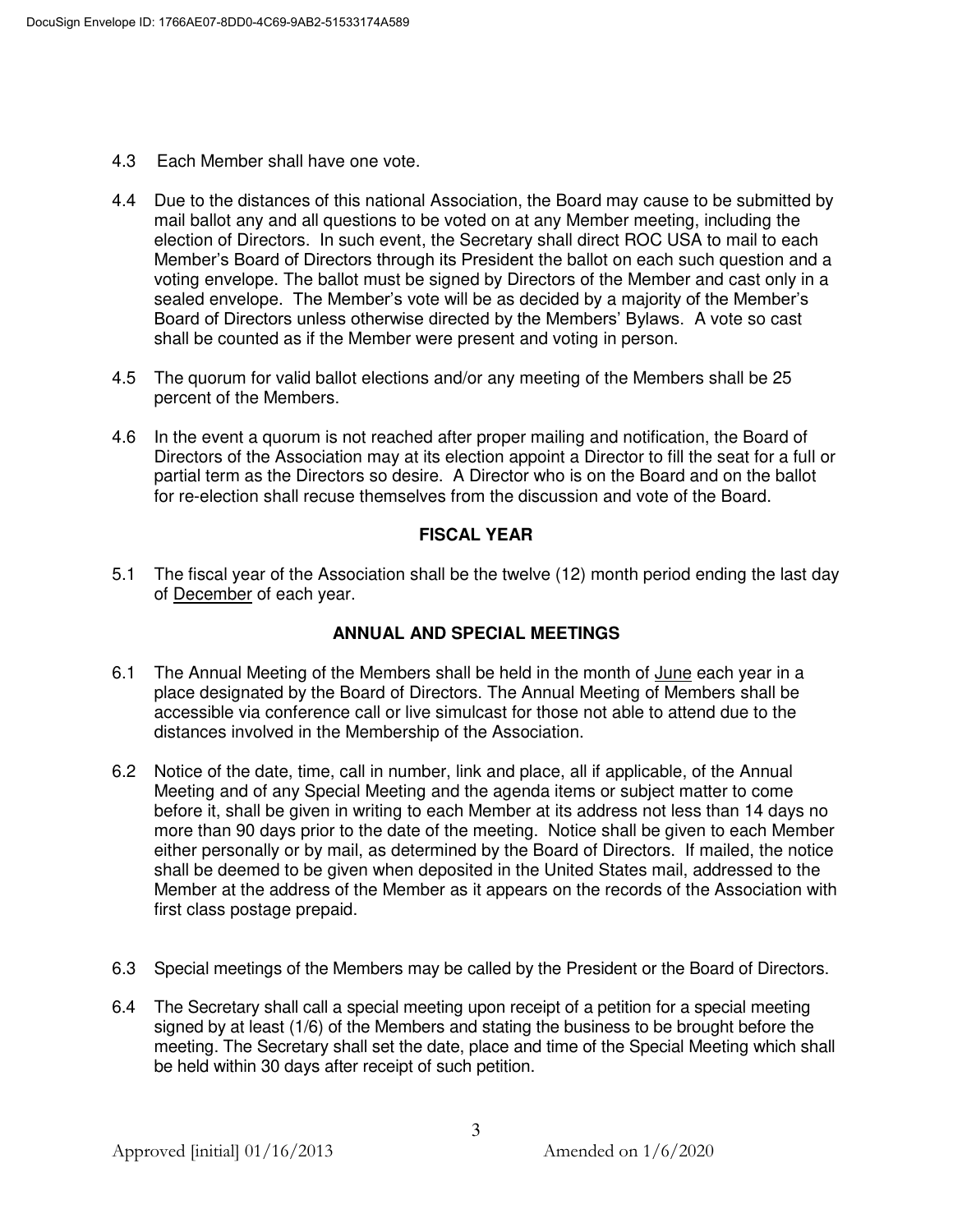4.3 Each Member shall have one vote.

4.4 Due to the distances of this national Association, the Board may cause to be submitted by mail ballot any and all questions to be voted on at any Member meeting, including the election of Directors. In such event, the Secretary shall direct ROC USA to mail to each Member's Board of Directors through its President the ballot on each such question and a voting envelope. The ballot must be signed by Directors of the Member and cast only in a sealed envelope. The Member's vote will be as decided by a majority of the Member's Board of Directors unless otherwise directed by the Members' Bylaws. A vote so cast shall be counted as if the Member were present and voting in person.

4.5 The quorum for valid ballot elections and/or any meeting of the Members shall be 25 percent of the Members.

4.6 In the event a quorum is not reached after proper mailing and notification, the Board of Directors of the Association may at its election appoint a Director to fill the seat for a full or partial term as the Directors so desire. A Director who is on the Board and on the ballot for re-election shall recuse themselves from the discussion and vote of the Board.

## FISCAL YEAR

5.1 The fiscal year of the Association shall be the twelve (12) month period ending the last day of December of each year.

## ANNUAL AND SPECIAL MEETINGS

6.1 The Annual Meeting of the Members shall be held in the month of June each year in a place designated by the Board of Directors. The Annual Meeting of Members shall be accessible via conference call or live simulcast for those not able to attend due to the distances involved in the Membership of the Association.

6.2 Notice of the date, time, call in number, link and place, all if applicable, of the Annual Meeting and of any Special Meeting and the agenda items or subject matter to come before it, shall be given in writing to each Member at its address not less than 14 days no more than 90 days prior to the date of the meeting. Notice shall be given to each Member either personally or by mail, as determined by the Board of Directors. If mailed, the notice shall be deemed to be given when deposited in the United States mail, addressed to the Member at the address of the Member as it appears on the records of the Association with first class postage prepaid.

6.3 Special meetings of the Members may be called by the President or the Board of Directors.

6.4 The Secretary shall call a special meeting upon receipt of a petition for a special meeting signed by at least (1/6) of the Members and stating the business to be brought before the meeting. The Secretary shall set the date, place and time of the Special Meeting which shall be held within 30 days after receipt of such petition.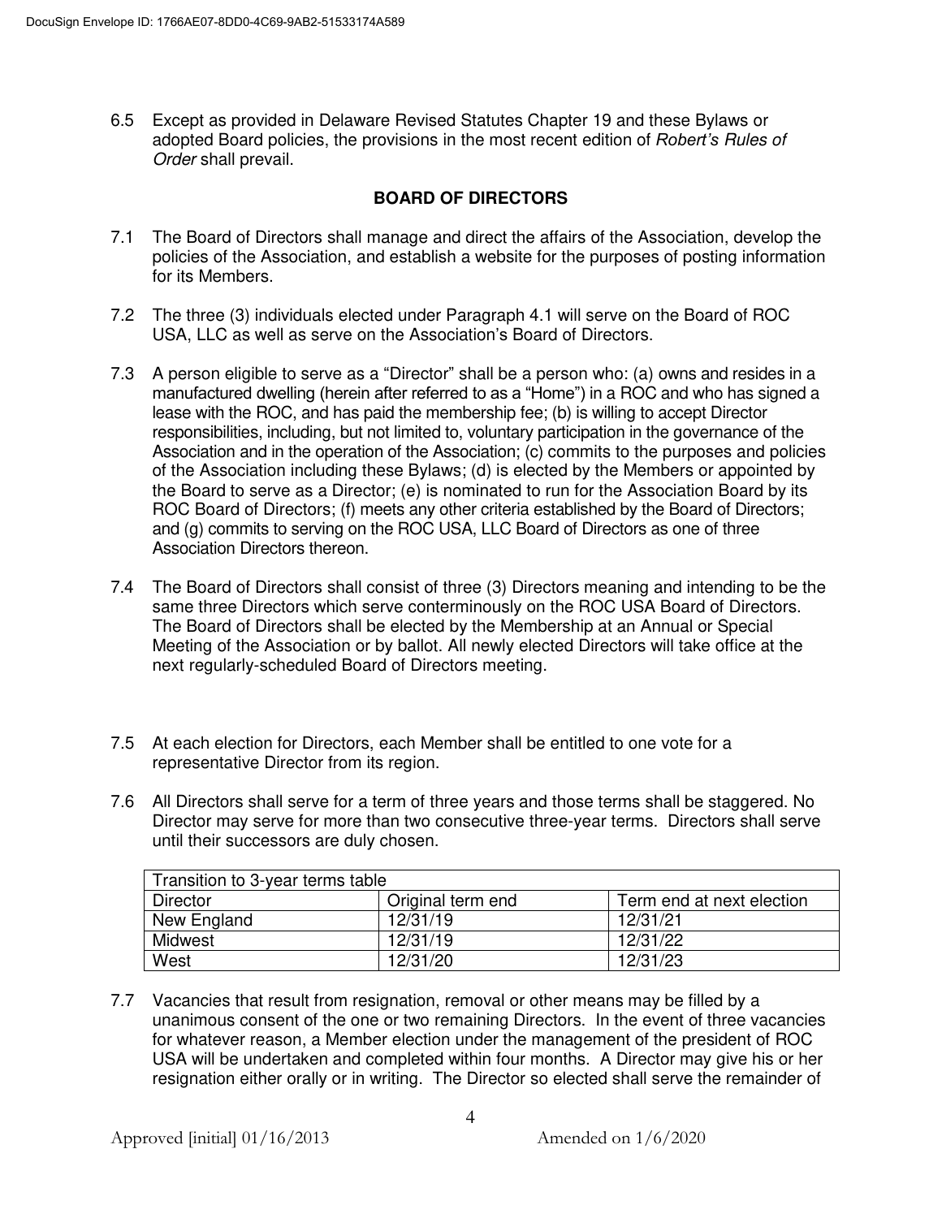6.5 Except as provided in Delaware Revised Statutes Chapter 19 and these Bylaws or adopted Board policies, the provisions in the most recent edition of *Robert's Rules of Order* shall prevail.

## BOARD OF DIRECTORS

7.1 The Board of Directors shall manage and direct the affairs of the Association, develop the policies of the Association, and establish a website for the purposes of posting information for its Members.

7.2 The three (3) individuals elected under Paragraph 4.1 will serve on the Board of ROC USA, LLC as well as serve on the Association's Board of Directors.

7.3 A person eligible to serve as a "Director" shall be a person who: (a) owns and resides in a manufactured dwelling (herein after referred to as a "Home") in a ROC and who has signed a lease with the ROC, and has paid the membership fee; (b) is willing to accept Director responsibilities, including, but not limited to, voluntary participation in the governance of the Association and in the operation of the Association; (c) commits to the purposes and policies of the Association including these Bylaws; (d) is elected by the Members or appointed by the Board to serve as a Director; (e) is nominated to run for the Association Board by its ROC Board of Directors; (f) meets any other criteria established by the Board of Directors; and (g) commits to serving on the ROC USA, LLC Board of Directors as one of three Association Directors thereon.

7.4 The Board of Directors shall consist of three (3) Directors meaning and intending to be the same three Directors which serve conterminously on the ROC USA Board of Directors. The Board of Directors shall be elected by the Membership at an Annual or Special Meeting of the Association or by ballot. All newly elected Directors will take office at the next regularly-scheduled Board of Directors meeting.

7.5 At each election for Directors, each Member shall be entitled to one vote for a representative Director from its region.

7.6 All Directors shall serve for a term of three years and those terms shall be staggered. No Director may serve for more than two consecutive three-year terms. Directors shall serve until their successors are duly chosen.

| Transition to 3-year terms table | | |
|---|---|---|
| Director | Original term end | Term end at next election |
| New England | 12/31/19 | 12/31/21 |
| Midwest | 12/31/19 | 12/31/22 |
| West | 12/31/20 | 12/31/23 |

7.7 Vacancies that result from resignation, removal or other means may be filled by a unanimous consent of the one or two remaining Directors. In the event of three vacancies for whatever reason, a Member election under the management of the president of ROC USA will be undertaken and completed within four months. A Director may give his or her resignation either orally or in writing. The Director so elected shall serve the remainder of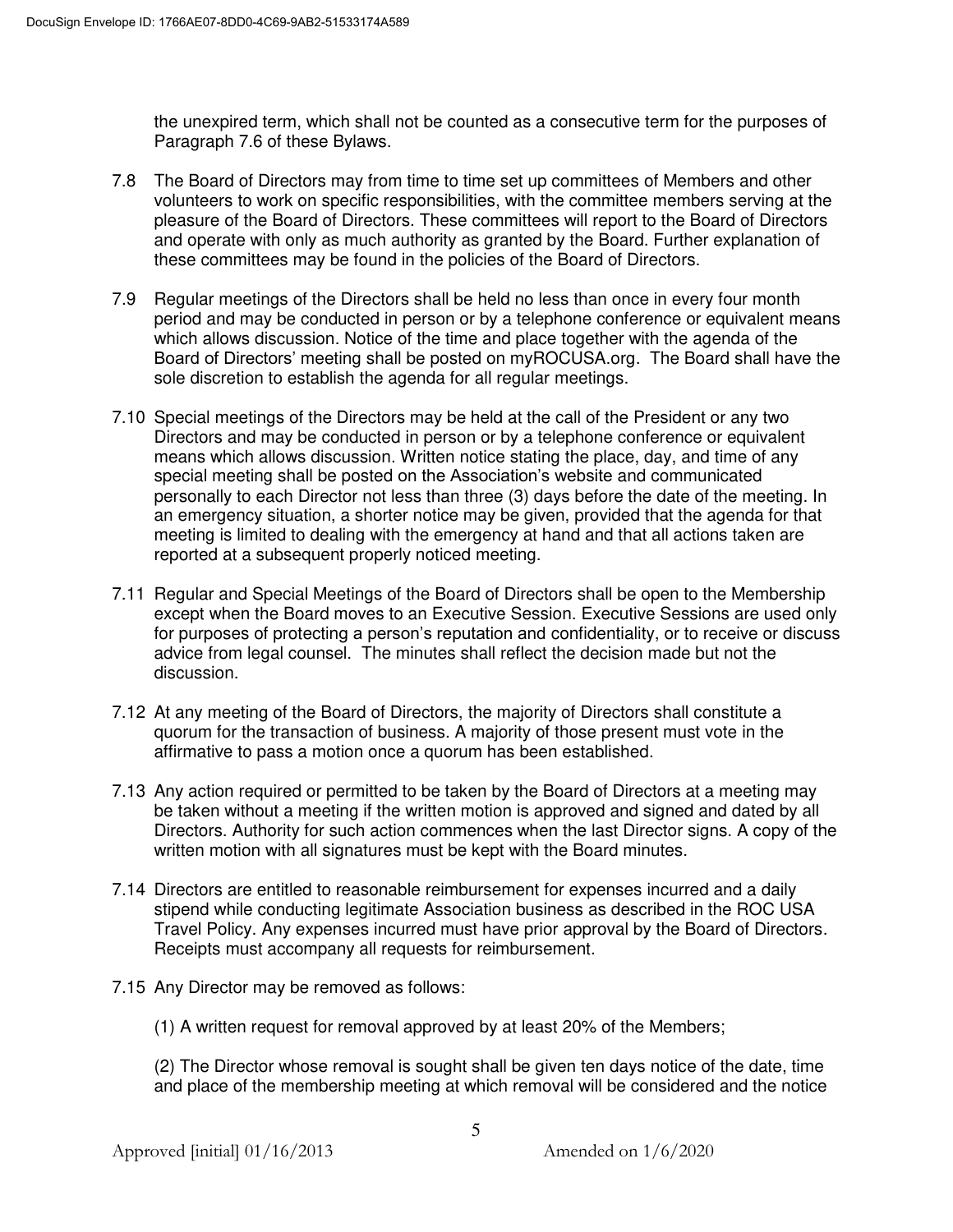the unexpired term, which shall not be counted as a consecutive term for the purposes of Paragraph 7.6 of these Bylaws.

7.8 The Board of Directors may from time to time set up committees of Members and other volunteers to work on specific responsibilities, with the committee members serving at the pleasure of the Board of Directors. These committees will report to the Board of Directors and operate with only as much authority as granted by the Board. Further explanation of these committees may be found in the policies of the Board of Directors.

7.9 Regular meetings of the Directors shall be held no less than once in every four month period and may be conducted in person or by a telephone conference or equivalent means which allows discussion. Notice of the time and place together with the agenda of the Board of Directors' meeting shall be posted on myROCUSA.org. The Board shall have the sole discretion to establish the agenda for all regular meetings.

7.10 Special meetings of the Directors may be held at the call of the President or any two Directors and may be conducted in person or by a telephone conference or equivalent means which allows discussion. Written notice stating the place, day, and time of any special meeting shall be posted on the Association's website and communicated personally to each Director not less than three (3) days before the date of the meeting. In an emergency situation, a shorter notice may be given, provided that the agenda for that meeting is limited to dealing with the emergency at hand and that all actions taken are reported at a subsequent properly noticed meeting.

7.11 Regular and Special Meetings of the Board of Directors shall be open to the Membership except when the Board moves to an Executive Session. Executive Sessions are used only for purposes of protecting a person's reputation and confidentiality, or to receive or discuss advice from legal counsel. The minutes shall reflect the decision made but not the discussion.

7.12 At any meeting of the Board of Directors, the majority of Directors shall constitute a quorum for the transaction of business. A majority of those present must vote in the affirmative to pass a motion once a quorum has been established.

7.13 Any action required or permitted to be taken by the Board of Directors at a meeting may be taken without a meeting if the written motion is approved and signed and dated by all Directors. Authority for such action commences when the last Director signs. A copy of the written motion with all signatures must be kept with the Board minutes.

7.14 Directors are entitled to reasonable reimbursement for expenses incurred and a daily stipend while conducting legitimate Association business as described in the ROC USA Travel Policy. Any expenses incurred must have prior approval by the Board of Directors. Receipts must accompany all requests for reimbursement.

7.15 Any Director may be removed as follows:

(1) A written request for removal approved by at least 20% of the Members;

(2) The Director whose removal is sought shall be given ten days notice of the date, time and place of the membership meeting at which removal will be considered and the notice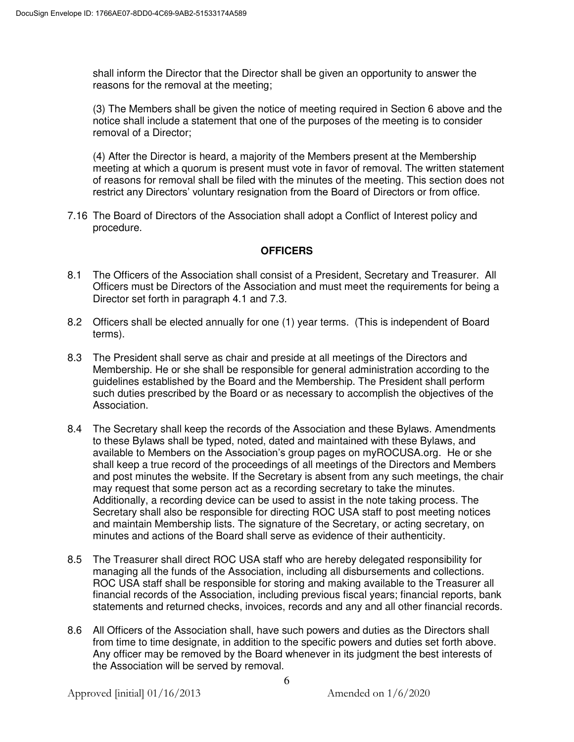shall inform the Director that the Director shall be given an opportunity to answer the reasons for the removal at the meeting;

(3) The Members shall be given the notice of meeting required in Section 6 above and the notice shall include a statement that one of the purposes of the meeting is to consider removal of a Director;

(4) After the Director is heard, a majority of the Members present at the Membership meeting at which a quorum is present must vote in favor of removal. The written statement of reasons for removal shall be filed with the minutes of the meeting. This section does not restrict any Directors' voluntary resignation from the Board of Directors or from office.

7.16 The Board of Directors of the Association shall adopt a Conflict of Interest policy and procedure.

## OFFICERS

8.1 The Officers of the Association shall consist of a President, Secretary and Treasurer. All Officers must be Directors of the Association and must meet the requirements for being a Director set forth in paragraph 4.1 and 7.3.

8.2 Officers shall be elected annually for one (1) year terms. (This is independent of Board terms).

8.3 The President shall serve as chair and preside at all meetings of the Directors and Membership. He or she shall be responsible for general administration according to the guidelines established by the Board and the Membership. The President shall perform such duties prescribed by the Board or as necessary to accomplish the objectives of the Association.

8.4 The Secretary shall keep the records of the Association and these Bylaws. Amendments to these Bylaws shall be typed, noted, dated and maintained with these Bylaws, and available to Members on the Association's group pages on myROCUSA.org. He or she shall keep a true record of the proceedings of all meetings of the Directors and Members and post minutes the website. If the Secretary is absent from any such meetings, the chair may request that some person act as a recording secretary to take the minutes. Additionally, a recording device can be used to assist in the note taking process. The Secretary shall also be responsible for directing ROC USA staff to post meeting notices and maintain Membership lists. The signature of the Secretary, or acting secretary, on minutes and actions of the Board shall serve as evidence of their authenticity.

8.5 The Treasurer shall direct ROC USA staff who are hereby delegated responsibility for managing all the funds of the Association, including all disbursements and collections. ROC USA staff shall be responsible for storing and making available to the Treasurer all financial records of the Association, including previous fiscal years; financial reports, bank statements and returned checks, invoices, records and any and all other financial records.

8.6 All Officers of the Association shall, have such powers and duties as the Directors shall from time to time designate, in addition to the specific powers and duties set forth above. Any officer may be removed by the Board whenever in its judgment the best interests of the Association will be served by removal.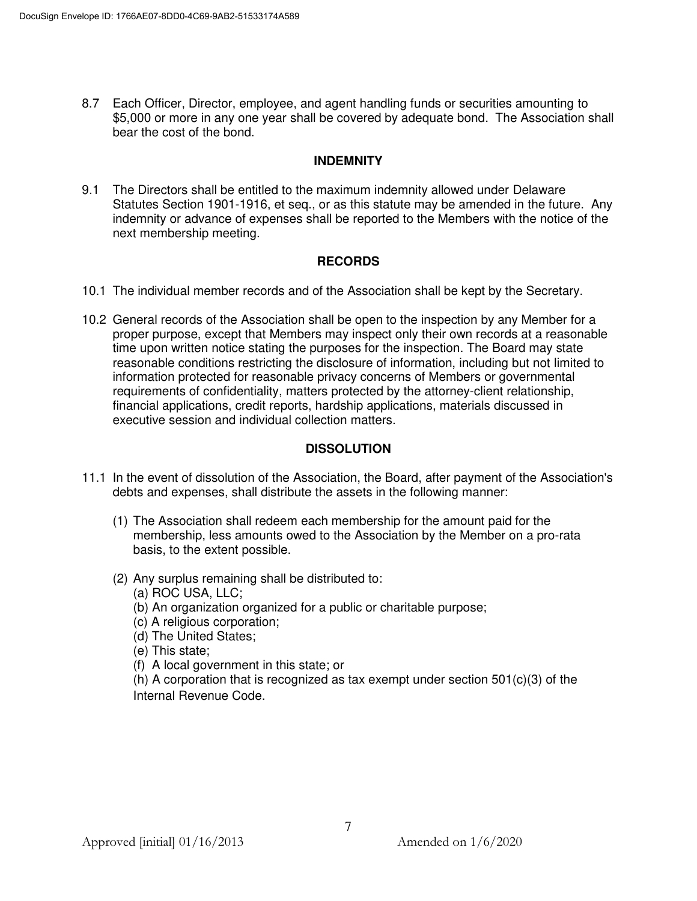8.7 Each Officer, Director, employee, and agent handling funds or securities amounting to $5,000 or more in any one year shall be covered by adequate bond. The Association shall bear the cost of the bond.

## INDEMNITY

9.1 The Directors shall be entitled to the maximum indemnity allowed under Delaware Statutes Section 1901-1916, et seq., or as this statute may be amended in the future. Any indemnity or advance of expenses shall be reported to the Members with the notice of the next membership meeting.

## RECORDS

10.1 The individual member records and of the Association shall be kept by the Secretary.

10.2 General records of the Association shall be open to the inspection by any Member for a proper purpose, except that Members may inspect only their own records at a reasonable time upon written notice stating the purposes for the inspection. The Board may state reasonable conditions restricting the disclosure of information, including but not limited to information protected for reasonable privacy concerns of Members or governmental requirements of confidentiality, matters protected by the attorney-client relationship, financial applications, credit reports, hardship applications, materials discussed in executive session and individual collection matters.

## DISSOLUTION

11.1 In the event of dissolution of the Association, the Board, after payment of the Association's debts and expenses, shall distribute the assets in the following manner:

(1) The Association shall redeem each membership for the amount paid for the membership, less amounts owed to the Association by the Member on a pro-rata basis, to the extent possible.

(2) Any surplus remaining shall be distributed to:
(a) ROC USA, LLC;
(b) An organization organized for a public or charitable purpose;
(c) A religious corporation;
(d) The United States;
(e) This state;
(f) A local government in this state; or
(h) A corporation that is recognized as tax exempt under section 501(c)(3) of the Internal Revenue Code.

Approved [initial] 01/16/2013 Amended on 1/6/2020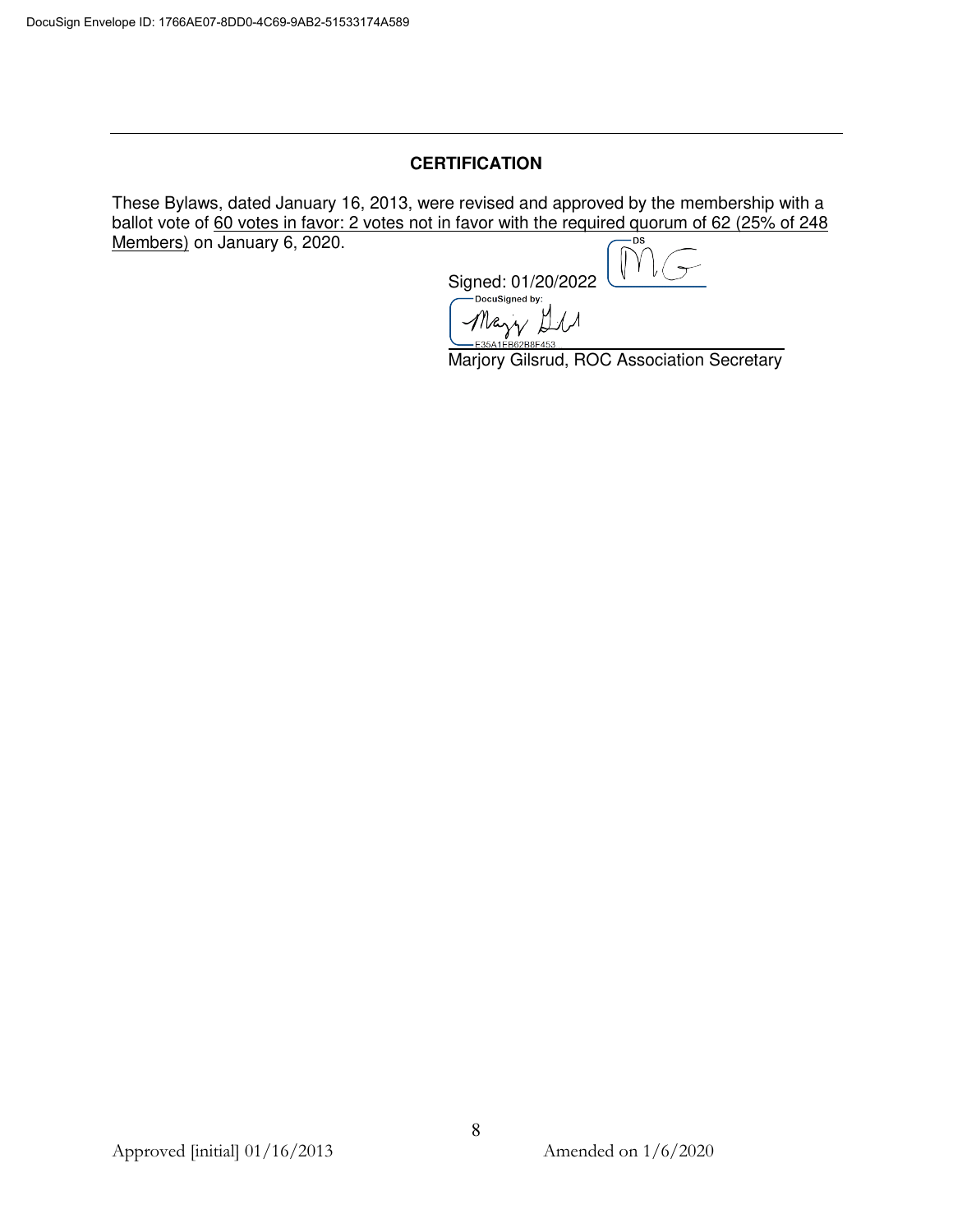## CERTIFICATION

These Bylaws, dated January 16, 2013, were revised and approved by the membership with a ballot vote of 60 votes in favor: 2 votes not in favor with the required quorum of 62 (25% of 248 Members) on January 6, 2020.

Signed: 01/20/2022

Marjory Gilsrud, ROC Association Secretary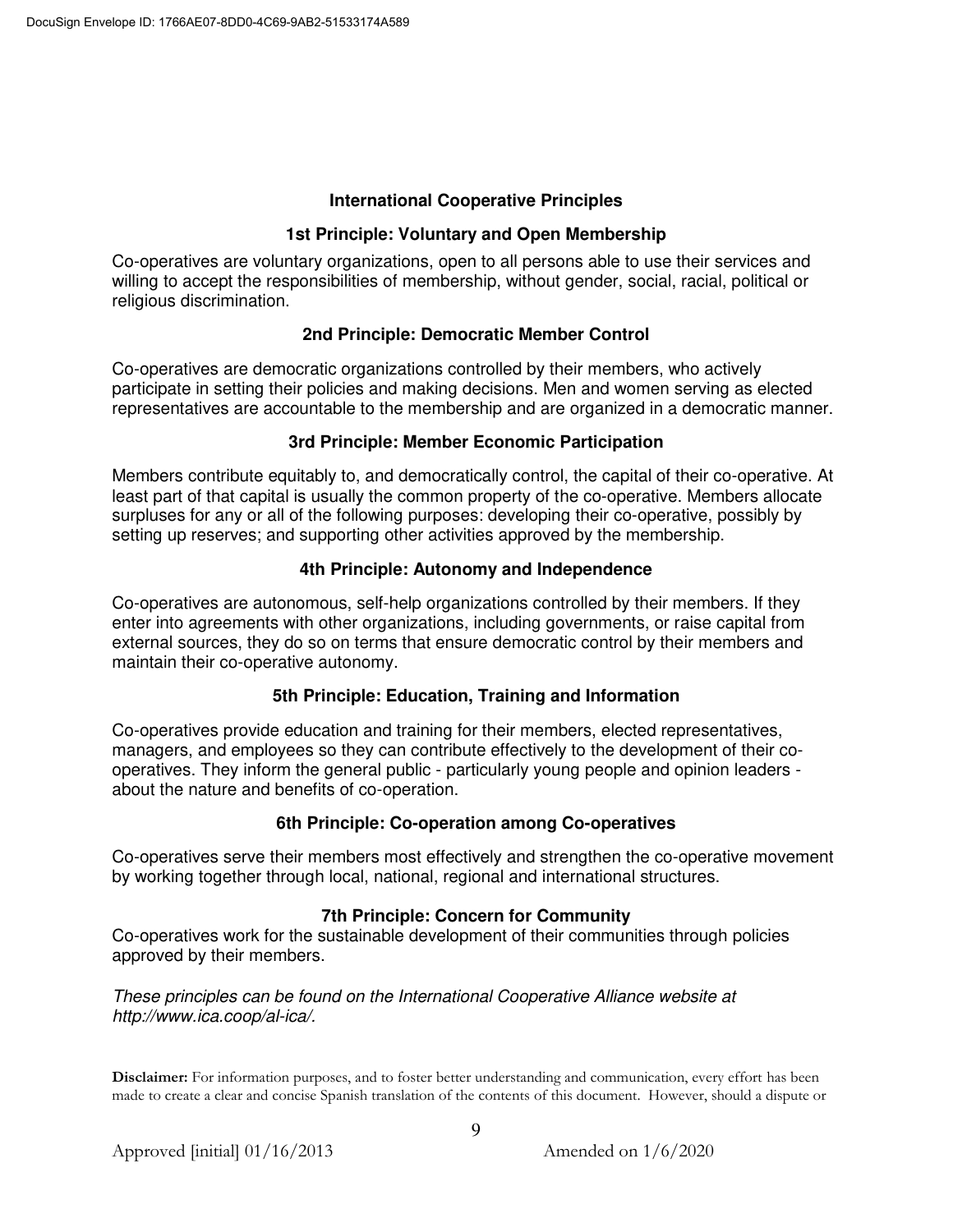## International Cooperative Principles

### 1st Principle: Voluntary and Open Membership

Co-operatives are voluntary organizations, open to all persons able to use their services and willing to accept the responsibilities of membership, without gender, social, racial, political or religious discrimination.

### 2nd Principle: Democratic Member Control

Co-operatives are democratic organizations controlled by their members, who actively participate in setting their policies and making decisions. Men and women serving as elected representatives are accountable to the membership and are organized in a democratic manner.

### 3rd Principle: Member Economic Participation

Members contribute equitably to, and democratically control, the capital of their co-operative. At least part of that capital is usually the common property of the co-operative. Members allocate surpluses for any or all of the following purposes: developing their co-operative, possibly by setting up reserves; and supporting other activities approved by the membership.

### 4th Principle: Autonomy and Independence

Co-operatives are autonomous, self-help organizations controlled by their members. If they enter into agreements with other organizations, including governments, or raise capital from external sources, they do so on terms that ensure democratic control by their members and maintain their co-operative autonomy.

### 5th Principle: Education, Training and Information

Co-operatives provide education and training for their members, elected representatives, managers, and employees so they can contribute effectively to the development of their co-operatives. They inform the general public - particularly young people and opinion leaders - about the nature and benefits of co-operation.

### 6th Principle: Co-operation among Co-operatives

Co-operatives serve their members most effectively and strengthen the co-operative movement by working together through local, national, regional and international structures.

### 7th Principle: Concern for Community

Co-operatives work for the sustainable development of their communities through policies approved by their members.

*These principles can be found on the International Cooperative Alliance website at http://www.ica.coop/al-ica/.*

**Disclaimer:** For information purposes, and to foster better understanding and communication, every effort has been made to create a clear and concise Spanish translation of the contents of this document. However, should a dispute or

Approved [initial] 01/16/2013 Amended on 1/6/2020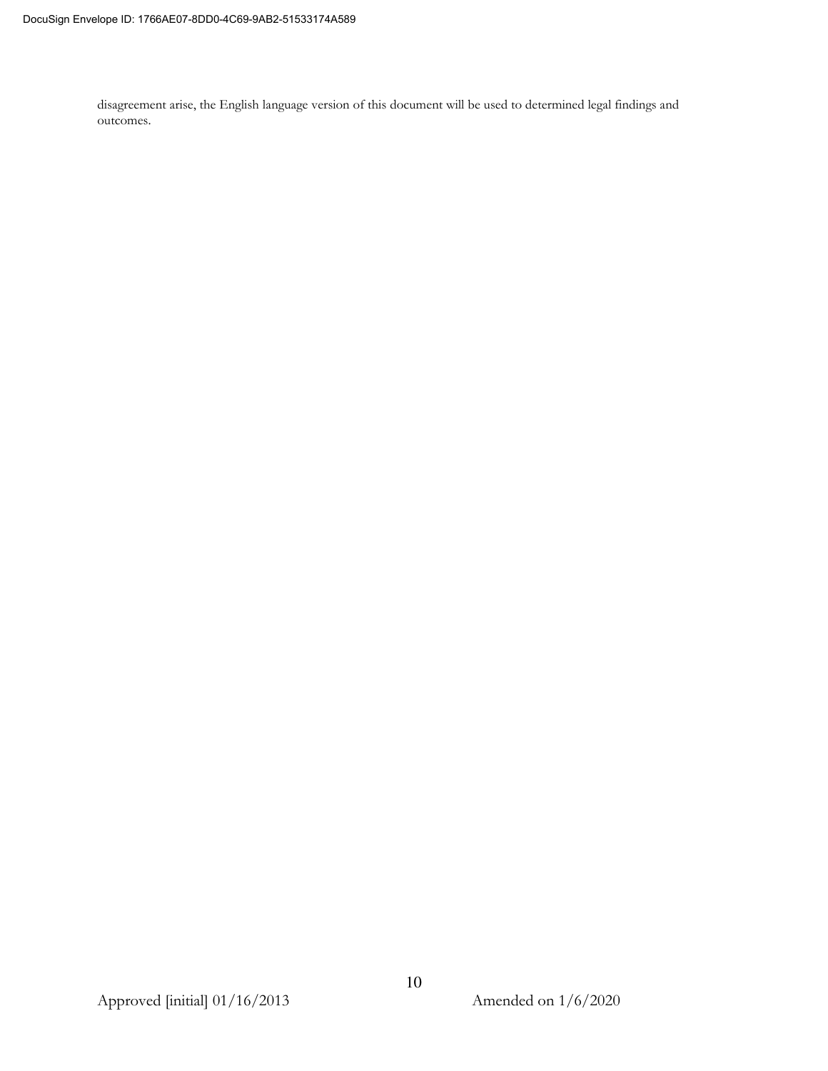disagreement arise, the English language version of this document will be used to determined legal findings and outcomes.